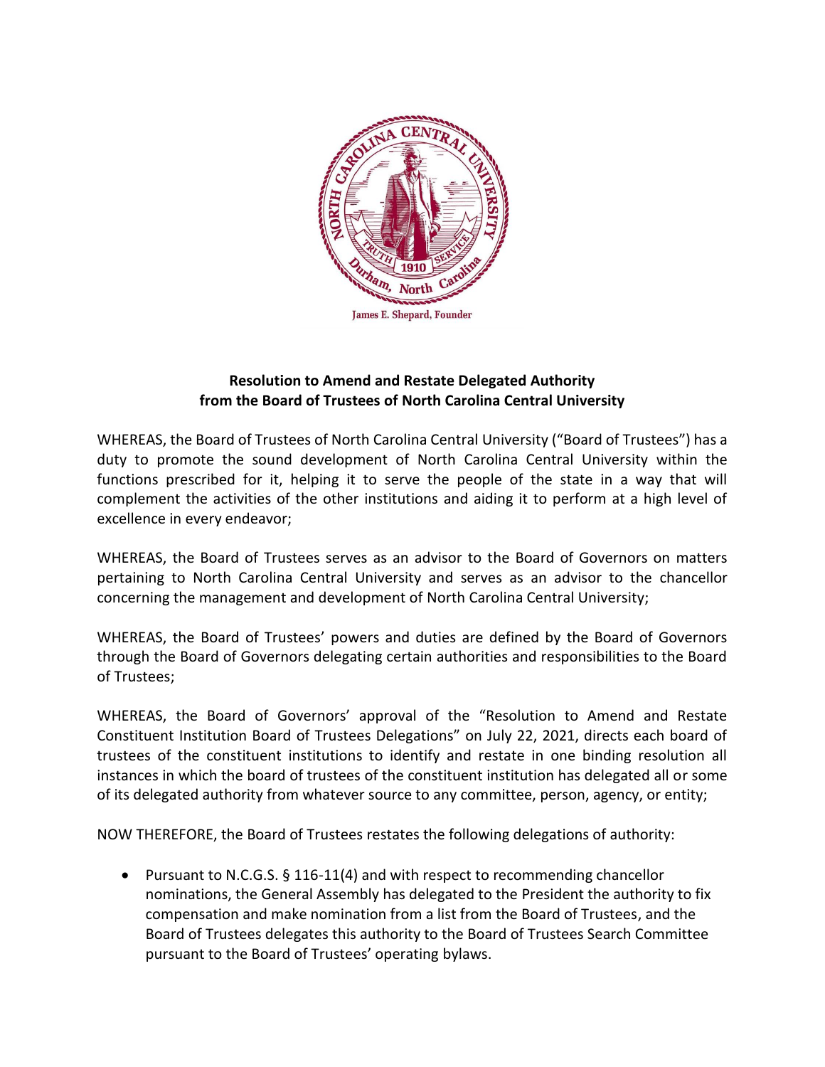**Resolution to Amend and Restate Delegated Authority from the Board of Trustees of North Carolina Central University**

WHEREAS, the Board of Trustees of North Carolina Central University ("Board of Trustees") has a duty to promote the sound development of North Carolina Central University within the functions prescribed for it, helping it to serve the people of the state in a way that will complement the activities of the other institutions and aiding it to perform at a high level of excellence in every endeavor;

WHEREAS, the Board of Trustees serves as an advisor to the Board of Governors on matters pertaining to North Carolina Central University and serves as an advisor to the chancellor concerning the management and development of North Carolina Central University;

WHEREAS, the Board of Trustees' powers and duties are defined by the Board of Governors through the Board of Governors delegating certain authorities and responsibilities to the Board of Trustees;

WHEREAS, the Board of Governors' approval of the "Resolution to Amend and Restate Constituent Institution Board of Trustees Delegations" on July 22, 2021, directs each board of trustees of the constituent institutions to identify and restate in one binding resolution all instances in which the board of trustees of the constituent institution has delegated all or some of its delegated authority from whatever source to any committee, person, agency, or entity;

NOW THEREFORE, the Board of Trustees restates the following delegations of authority:

- Pursuant to N.C.G.S. § 116-11(4) and with respect to recommending chancellor nominations, the General Assembly has delegated to the President the authority to fix compensation and make nomination from a list from the Board of Trustees, and the Board of Trustees delegates this authority to the Board of Trustees Search Committee pursuant to the Board of Trustees' operating bylaws.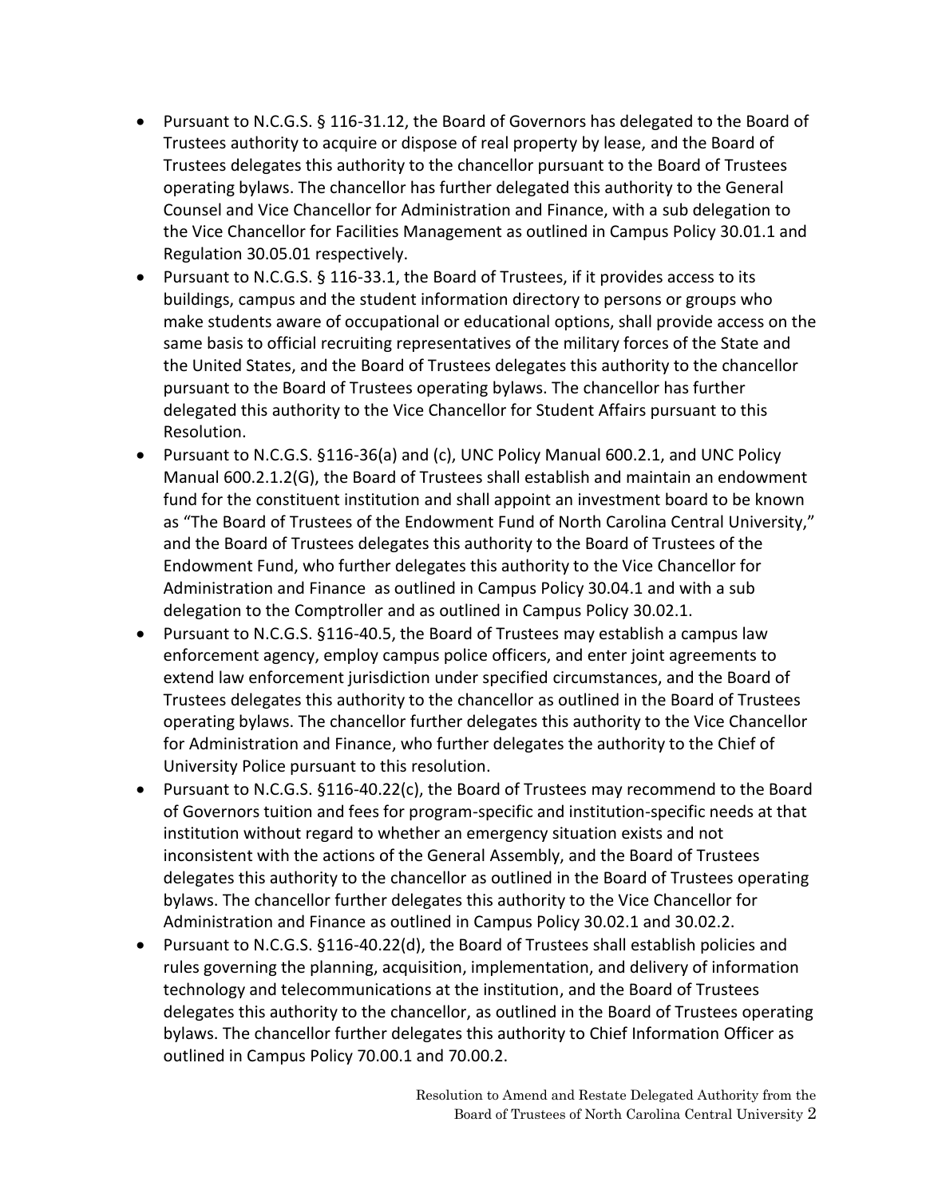- Pursuant to N.C.G.S. § 116-31.12, the Board of Governors has delegated to the Board of Trustees authority to acquire or dispose of real property by lease, and the Board of Trustees delegates this authority to the chancellor pursuant to the Board of Trustees operating bylaws. The chancellor has further delegated this authority to the General Counsel and Vice Chancellor for Administration and Finance, with a sub delegation to the Vice Chancellor for Facilities Management as outlined in Campus Policy 30.01.1 and Regulation 30.05.01 respectively.
- Pursuant to N.C.G.S. § 116-33.1, the Board of Trustees, if it provides access to its buildings, campus and the student information directory to persons or groups who make students aware of occupational or educational options, shall provide access on the same basis to official recruiting representatives of the military forces of the State and the United States, and the Board of Trustees delegates this authority to the chancellor pursuant to the Board of Trustees operating bylaws. The chancellor has further delegated this authority to the Vice Chancellor for Student Affairs pursuant to this Resolution.
- Pursuant to N.C.G.S. §116-36(a) and (c), UNC Policy Manual 600.2.1, and UNC Policy Manual 600.2.1.2(G), the Board of Trustees shall establish and maintain an endowment fund for the constituent institution and shall appoint an investment board to be known as "The Board of Trustees of the Endowment Fund of North Carolina Central University," and the Board of Trustees delegates this authority to the Board of Trustees of the Endowment Fund, who further delegates this authority to the Vice Chancellor for Administration and Finance as outlined in Campus Policy 30.04.1 and with a sub delegation to the Comptroller and as outlined in Campus Policy 30.02.1.
- Pursuant to N.C.G.S. §116-40.5, the Board of Trustees may establish a campus law enforcement agency, employ campus police officers, and enter joint agreements to extend law enforcement jurisdiction under specified circumstances, and the Board of Trustees delegates this authority to the chancellor as outlined in the Board of Trustees operating bylaws. The chancellor further delegates this authority to the Vice Chancellor for Administration and Finance, who further delegates the authority to the Chief of University Police pursuant to this resolution.
- Pursuant to N.C.G.S. §116-40.22(c), the Board of Trustees may recommend to the Board of Governors tuition and fees for program-specific and institution-specific needs at that institution without regard to whether an emergency situation exists and not inconsistent with the actions of the General Assembly, and the Board of Trustees delegates this authority to the chancellor as outlined in the Board of Trustees operating bylaws. The chancellor further delegates this authority to the Vice Chancellor for Administration and Finance as outlined in Campus Policy 30.02.1 and 30.02.2.
- Pursuant to N.C.G.S. §116-40.22(d), the Board of Trustees shall establish policies and rules governing the planning, acquisition, implementation, and delivery of information technology and telecommunications at the institution, and the Board of Trustees delegates this authority to the chancellor, as outlined in the Board of Trustees operating bylaws. The chancellor further delegates this authority to Chief Information Officer as outlined in Campus Policy 70.00.1 and 70.00.2.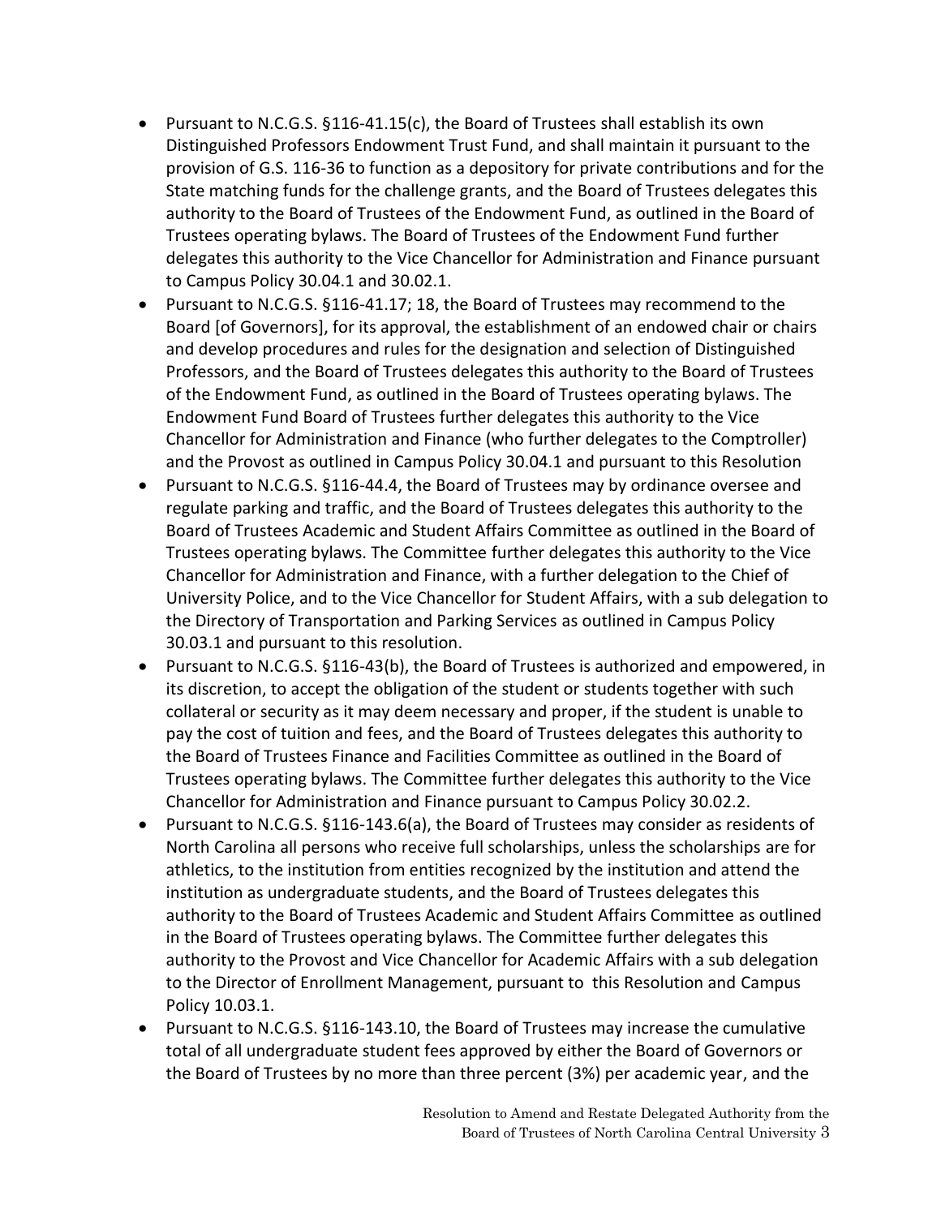- Pursuant to N.C.G.S. §116-41.15(c), the Board of Trustees shall establish its own Distinguished Professors Endowment Trust Fund, and shall maintain it pursuant to the provision of G.S. 116-36 to function as a depository for private contributions and for the State matching funds for the challenge grants, and the Board of Trustees delegates this authority to the Board of Trustees of the Endowment Fund, as outlined in the Board of Trustees operating bylaws. The Board of Trustees of the Endowment Fund further delegates this authority to the Vice Chancellor for Administration and Finance pursuant to Campus Policy 30.04.1 and 30.02.1.
- Pursuant to N.C.G.S. §116-41.17; 18, the Board of Trustees may recommend to the Board [of Governors], for its approval, the establishment of an endowed chair or chairs and develop procedures and rules for the designation and selection of Distinguished Professors, and the Board of Trustees delegates this authority to the Board of Trustees of the Endowment Fund, as outlined in the Board of Trustees operating bylaws. The Endowment Fund Board of Trustees further delegates this authority to the Vice Chancellor for Administration and Finance (who further delegates to the Comptroller) and the Provost as outlined in Campus Policy 30.04.1 and pursuant to this Resolution
- Pursuant to N.C.G.S. §116-44.4, the Board of Trustees may by ordinance oversee and regulate parking and traffic, and the Board of Trustees delegates this authority to the Board of Trustees Academic and Student Affairs Committee as outlined in the Board of Trustees operating bylaws. The Committee further delegates this authority to the Vice Chancellor for Administration and Finance, with a further delegation to the Chief of University Police, and to the Vice Chancellor for Student Affairs, with a sub delegation to the Directory of Transportation and Parking Services as outlined in Campus Policy 30.03.1 and pursuant to this resolution.
- Pursuant to N.C.G.S. §116-43(b), the Board of Trustees is authorized and empowered, in its discretion, to accept the obligation of the student or students together with such collateral or security as it may deem necessary and proper, if the student is unable to pay the cost of tuition and fees, and the Board of Trustees delegates this authority to the Board of Trustees Finance and Facilities Committee as outlined in the Board of Trustees operating bylaws. The Committee further delegates this authority to the Vice Chancellor for Administration and Finance pursuant to Campus Policy 30.02.2.
- Pursuant to N.C.G.S. §116-143.6(a), the Board of Trustees may consider as residents of North Carolina all persons who receive full scholarships, unless the scholarships are for athletics, to the institution from entities recognized by the institution and attend the institution as undergraduate students, and the Board of Trustees delegates this authority to the Board of Trustees Academic and Student Affairs Committee as outlined in the Board of Trustees operating bylaws. The Committee further delegates this authority to the Provost and Vice Chancellor for Academic Affairs with a sub delegation to the Director of Enrollment Management, pursuant to this Resolution and Campus Policy 10.03.1.
- Pursuant to N.C.G.S. §116-143.10, the Board of Trustees may increase the cumulative total of all undergraduate student fees approved by either the Board of Governors or the Board of Trustees by no more than three percent (3%) per academic year, and the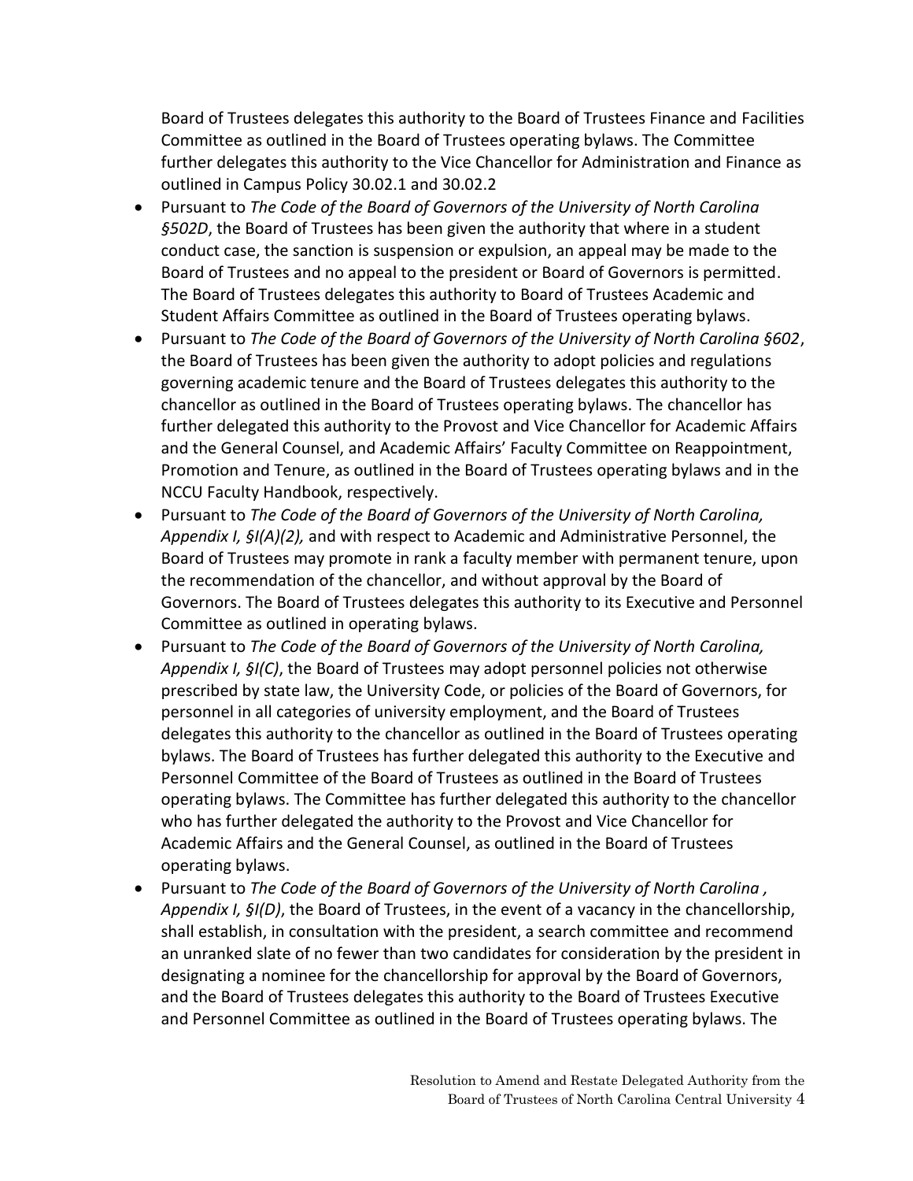Board of Trustees delegates this authority to the Board of Trustees Finance and Facilities Committee as outlined in the Board of Trustees operating bylaws. The Committee further delegates this authority to the Vice Chancellor for Administration and Finance as outlined in Campus Policy 30.02.1 and 30.02.2

- Pursuant to *The Code of the Board of Governors of the University of North Carolina §502D*, the Board of Trustees has been given the authority that where in a student conduct case, the sanction is suspension or expulsion, an appeal may be made to the Board of Trustees and no appeal to the president or Board of Governors is permitted. The Board of Trustees delegates this authority to Board of Trustees Academic and Student Affairs Committee as outlined in the Board of Trustees operating bylaws.
- Pursuant to *The Code of the Board of Governors of the University of North Carolina §602*, the Board of Trustees has been given the authority to adopt policies and regulations governing academic tenure and the Board of Trustees delegates this authority to the chancellor as outlined in the Board of Trustees operating bylaws. The chancellor has further delegated this authority to the Provost and Vice Chancellor for Academic Affairs and the General Counsel, and Academic Affairs' Faculty Committee on Reappointment, Promotion and Tenure, as outlined in the Board of Trustees operating bylaws and in the NCCU Faculty Handbook, respectively.
- Pursuant to *The Code of the Board of Governors of the University of North Carolina, Appendix I, §I(A)(2),* and with respect to Academic and Administrative Personnel, the Board of Trustees may promote in rank a faculty member with permanent tenure, upon the recommendation of the chancellor, and without approval by the Board of Governors. The Board of Trustees delegates this authority to its Executive and Personnel Committee as outlined in operating bylaws.
- Pursuant to *The Code of the Board of Governors of the University of North Carolina, Appendix I, §I(C)*, the Board of Trustees may adopt personnel policies not otherwise prescribed by state law, the University Code, or policies of the Board of Governors, for personnel in all categories of university employment, and the Board of Trustees delegates this authority to the chancellor as outlined in the Board of Trustees operating bylaws. The Board of Trustees has further delegated this authority to the Executive and Personnel Committee of the Board of Trustees as outlined in the Board of Trustees operating bylaws. The Committee has further delegated this authority to the chancellor who has further delegated the authority to the Provost and Vice Chancellor for Academic Affairs and the General Counsel, as outlined in the Board of Trustees operating bylaws.
- Pursuant to *The Code of the Board of Governors of the University of North Carolina , Appendix I, §I(D)*, the Board of Trustees, in the event of a vacancy in the chancellorship, shall establish, in consultation with the president, a search committee and recommend an unranked slate of no fewer than two candidates for consideration by the president in designating a nominee for the chancellorship for approval by the Board of Governors, and the Board of Trustees delegates this authority to the Board of Trustees Executive and Personnel Committee as outlined in the Board of Trustees operating bylaws. The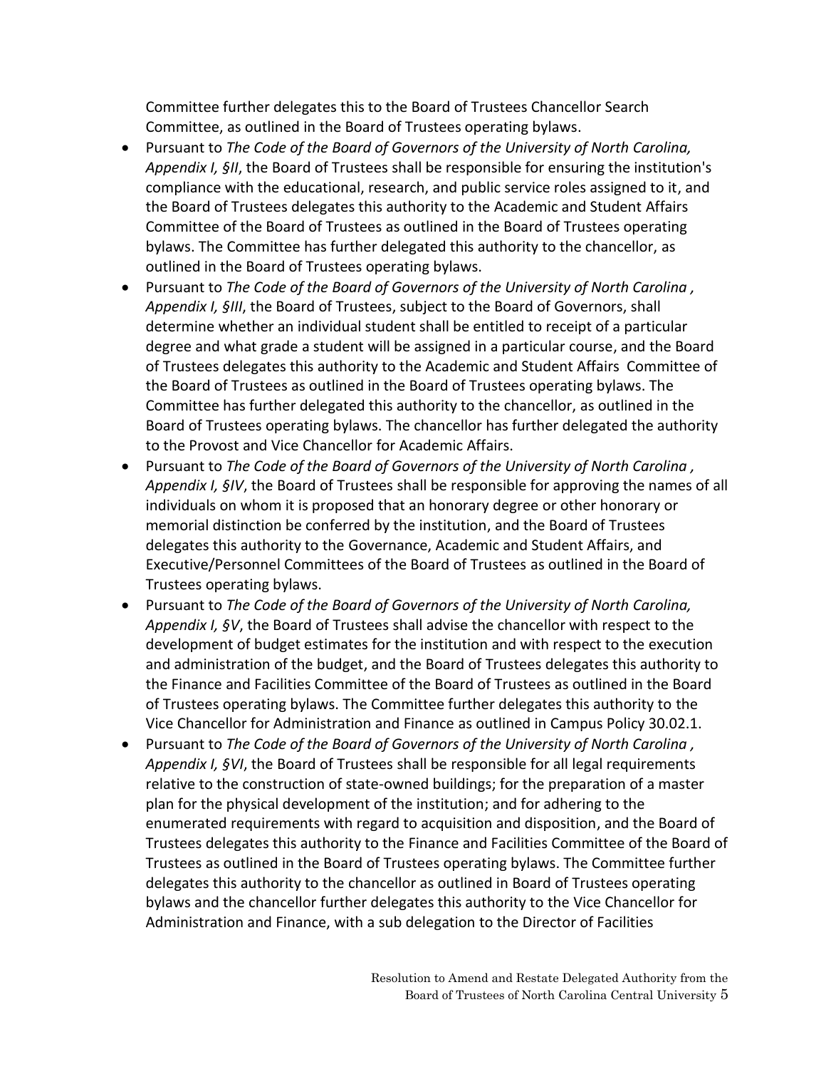Committee further delegates this to the Board of Trustees Chancellor Search Committee, as outlined in the Board of Trustees operating bylaws.

- Pursuant to *The Code of the Board of Governors of the University of North Carolina, Appendix I, §II*, the Board of Trustees shall be responsible for ensuring the institution's compliance with the educational, research, and public service roles assigned to it, and the Board of Trustees delegates this authority to the Academic and Student Affairs Committee of the Board of Trustees as outlined in the Board of Trustees operating bylaws. The Committee has further delegated this authority to the chancellor, as outlined in the Board of Trustees operating bylaws.
- Pursuant to *The Code of the Board of Governors of the University of North Carolina , Appendix I, §III*, the Board of Trustees, subject to the Board of Governors, shall determine whether an individual student shall be entitled to receipt of a particular degree and what grade a student will be assigned in a particular course, and the Board of Trustees delegates this authority to the Academic and Student Affairs Committee of the Board of Trustees as outlined in the Board of Trustees operating bylaws. The Committee has further delegated this authority to the chancellor, as outlined in the Board of Trustees operating bylaws. The chancellor has further delegated the authority to the Provost and Vice Chancellor for Academic Affairs.
- Pursuant to *The Code of the Board of Governors of the University of North Carolina , Appendix I, §IV*, the Board of Trustees shall be responsible for approving the names of all individuals on whom it is proposed that an honorary degree or other honorary or memorial distinction be conferred by the institution, and the Board of Trustees delegates this authority to the Governance, Academic and Student Affairs, and Executive/Personnel Committees of the Board of Trustees as outlined in the Board of Trustees operating bylaws.
- Pursuant to *The Code of the Board of Governors of the University of North Carolina, Appendix I, §V*, the Board of Trustees shall advise the chancellor with respect to the development of budget estimates for the institution and with respect to the execution and administration of the budget, and the Board of Trustees delegates this authority to the Finance and Facilities Committee of the Board of Trustees as outlined in the Board of Trustees operating bylaws. The Committee further delegates this authority to the Vice Chancellor for Administration and Finance as outlined in Campus Policy 30.02.1.
- Pursuant to *The Code of the Board of Governors of the University of North Carolina , Appendix I, §VI*, the Board of Trustees shall be responsible for all legal requirements relative to the construction of state-owned buildings; for the preparation of a master plan for the physical development of the institution; and for adhering to the enumerated requirements with regard to acquisition and disposition, and the Board of Trustees delegates this authority to the Finance and Facilities Committee of the Board of Trustees as outlined in the Board of Trustees operating bylaws. The Committee further delegates this authority to the chancellor as outlined in Board of Trustees operating bylaws and the chancellor further delegates this authority to the Vice Chancellor for Administration and Finance, with a sub delegation to the Director of Facilities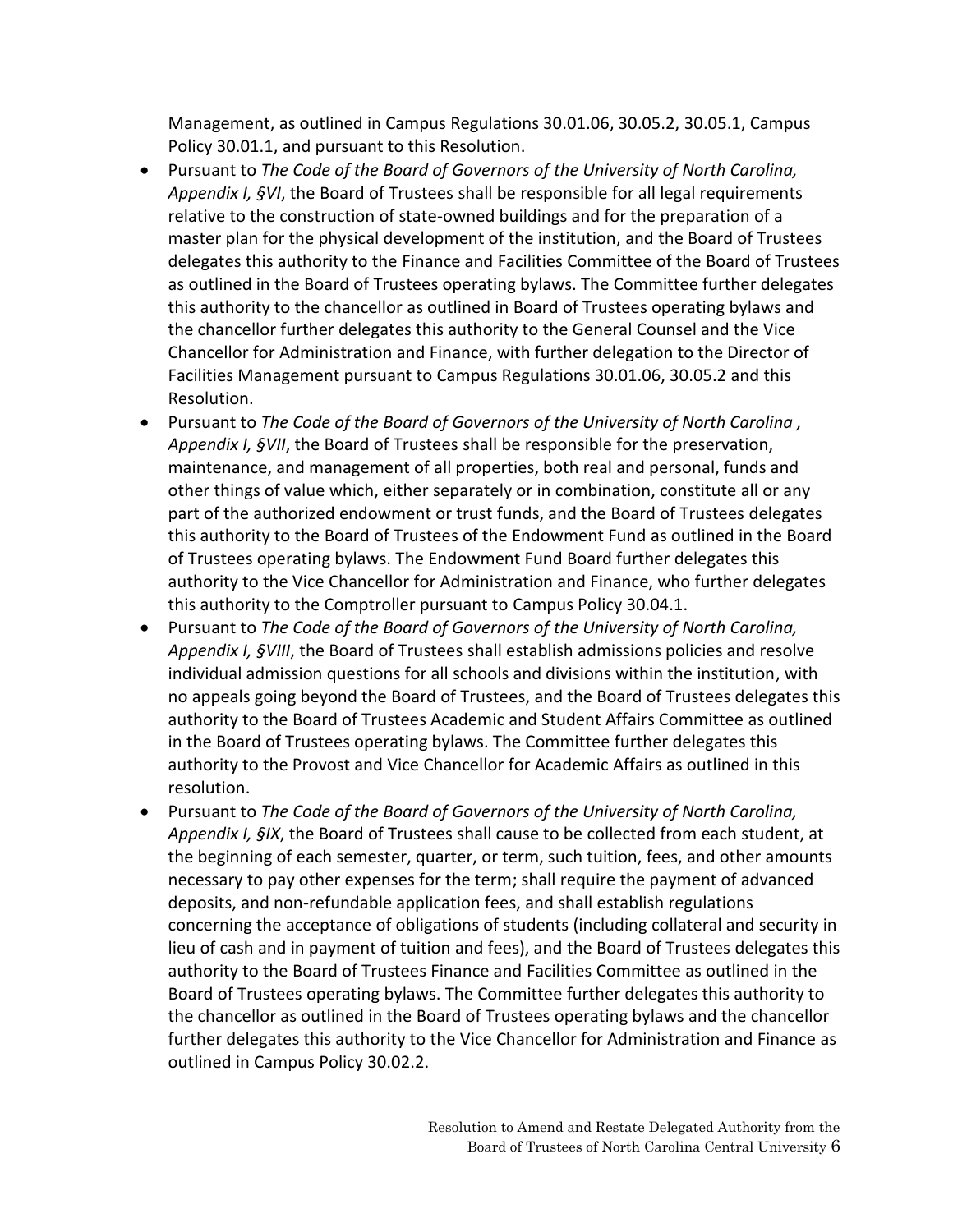Management, as outlined in Campus Regulations 30.01.06, 30.05.2, 30.05.1, Campus Policy 30.01.1, and pursuant to this Resolution.

- Pursuant to *The Code of the Board of Governors of the University of North Carolina, Appendix I, §VI*, the Board of Trustees shall be responsible for all legal requirements relative to the construction of state-owned buildings and for the preparation of a master plan for the physical development of the institution, and the Board of Trustees delegates this authority to the Finance and Facilities Committee of the Board of Trustees as outlined in the Board of Trustees operating bylaws. The Committee further delegates this authority to the chancellor as outlined in Board of Trustees operating bylaws and the chancellor further delegates this authority to the General Counsel and the Vice Chancellor for Administration and Finance, with further delegation to the Director of Facilities Management pursuant to Campus Regulations 30.01.06, 30.05.2 and this Resolution.
- Pursuant to *The Code of the Board of Governors of the University of North Carolina , Appendix I, §VII*, the Board of Trustees shall be responsible for the preservation, maintenance, and management of all properties, both real and personal, funds and other things of value which, either separately or in combination, constitute all or any part of the authorized endowment or trust funds, and the Board of Trustees delegates this authority to the Board of Trustees of the Endowment Fund as outlined in the Board of Trustees operating bylaws. The Endowment Fund Board further delegates this authority to the Vice Chancellor for Administration and Finance, who further delegates this authority to the Comptroller pursuant to Campus Policy 30.04.1.
- Pursuant to *The Code of the Board of Governors of the University of North Carolina, Appendix I, §VIII*, the Board of Trustees shall establish admissions policies and resolve individual admission questions for all schools and divisions within the institution, with no appeals going beyond the Board of Trustees, and the Board of Trustees delegates this authority to the Board of Trustees Academic and Student Affairs Committee as outlined in the Board of Trustees operating bylaws. The Committee further delegates this authority to the Provost and Vice Chancellor for Academic Affairs as outlined in this resolution.
- Pursuant to *The Code of the Board of Governors of the University of North Carolina, Appendix I, §IX*, the Board of Trustees shall cause to be collected from each student, at the beginning of each semester, quarter, or term, such tuition, fees, and other amounts necessary to pay other expenses for the term; shall require the payment of advanced deposits, and non-refundable application fees, and shall establish regulations concerning the acceptance of obligations of students (including collateral and security in lieu of cash and in payment of tuition and fees), and the Board of Trustees delegates this authority to the Board of Trustees Finance and Facilities Committee as outlined in the Board of Trustees operating bylaws. The Committee further delegates this authority to the chancellor as outlined in the Board of Trustees operating bylaws and the chancellor further delegates this authority to the Vice Chancellor for Administration and Finance as outlined in Campus Policy 30.02.2.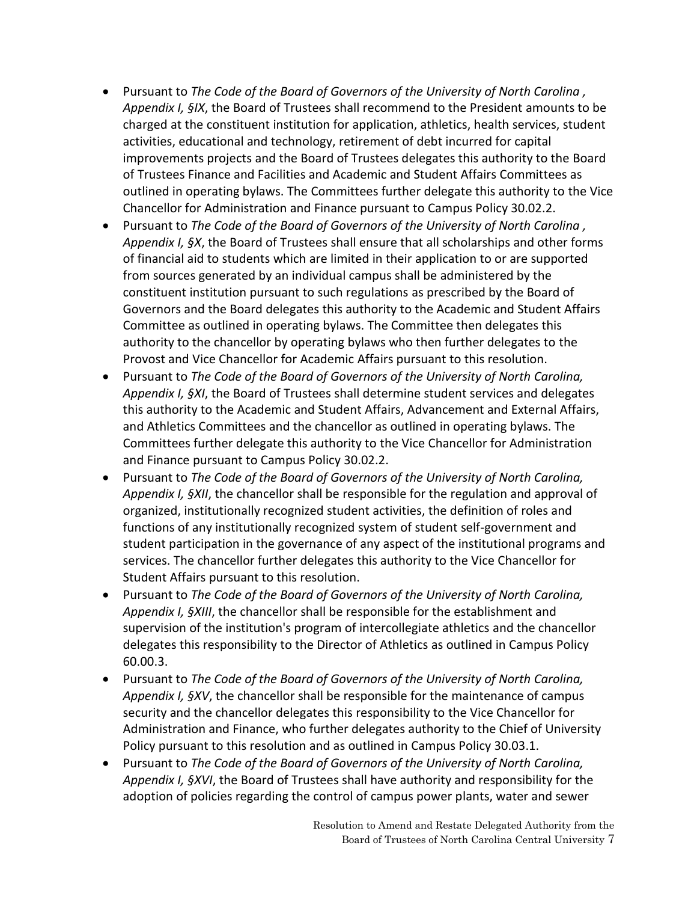- Pursuant to *The Code of the Board of Governors of the University of North Carolina , Appendix I, §IX*, the Board of Trustees shall recommend to the President amounts to be charged at the constituent institution for application, athletics, health services, student activities, educational and technology, retirement of debt incurred for capital improvements projects and the Board of Trustees delegates this authority to the Board of Trustees Finance and Facilities and Academic and Student Affairs Committees as outlined in operating bylaws. The Committees further delegate this authority to the Vice Chancellor for Administration and Finance pursuant to Campus Policy 30.02.2.
- Pursuant to *The Code of the Board of Governors of the University of North Carolina , Appendix I, §X*, the Board of Trustees shall ensure that all scholarships and other forms of financial aid to students which are limited in their application to or are supported from sources generated by an individual campus shall be administered by the constituent institution pursuant to such regulations as prescribed by the Board of Governors and the Board delegates this authority to the Academic and Student Affairs Committee as outlined in operating bylaws. The Committee then delegates this authority to the chancellor by operating bylaws who then further delegates to the Provost and Vice Chancellor for Academic Affairs pursuant to this resolution.
- Pursuant to *The Code of the Board of Governors of the University of North Carolina, Appendix I, §XI*, the Board of Trustees shall determine student services and delegates this authority to the Academic and Student Affairs, Advancement and External Affairs, and Athletics Committees and the chancellor as outlined in operating bylaws. The Committees further delegate this authority to the Vice Chancellor for Administration and Finance pursuant to Campus Policy 30.02.2.
- Pursuant to *The Code of the Board of Governors of the University of North Carolina, Appendix I, §XII*, the chancellor shall be responsible for the regulation and approval of organized, institutionally recognized student activities, the definition of roles and functions of any institutionally recognized system of student self-government and student participation in the governance of any aspect of the institutional programs and services. The chancellor further delegates this authority to the Vice Chancellor for Student Affairs pursuant to this resolution.
- Pursuant to *The Code of the Board of Governors of the University of North Carolina, Appendix I, §XIII*, the chancellor shall be responsible for the establishment and supervision of the institution's program of intercollegiate athletics and the chancellor delegates this responsibility to the Director of Athletics as outlined in Campus Policy 60.00.3.
- Pursuant to *The Code of the Board of Governors of the University of North Carolina, Appendix I, §XV*, the chancellor shall be responsible for the maintenance of campus security and the chancellor delegates this responsibility to the Vice Chancellor for Administration and Finance, who further delegates authority to the Chief of University Policy pursuant to this resolution and as outlined in Campus Policy 30.03.1.
- Pursuant to *The Code of the Board of Governors of the University of North Carolina, Appendix I, §XVI*, the Board of Trustees shall have authority and responsibility for the adoption of policies regarding the control of campus power plants, water and sewer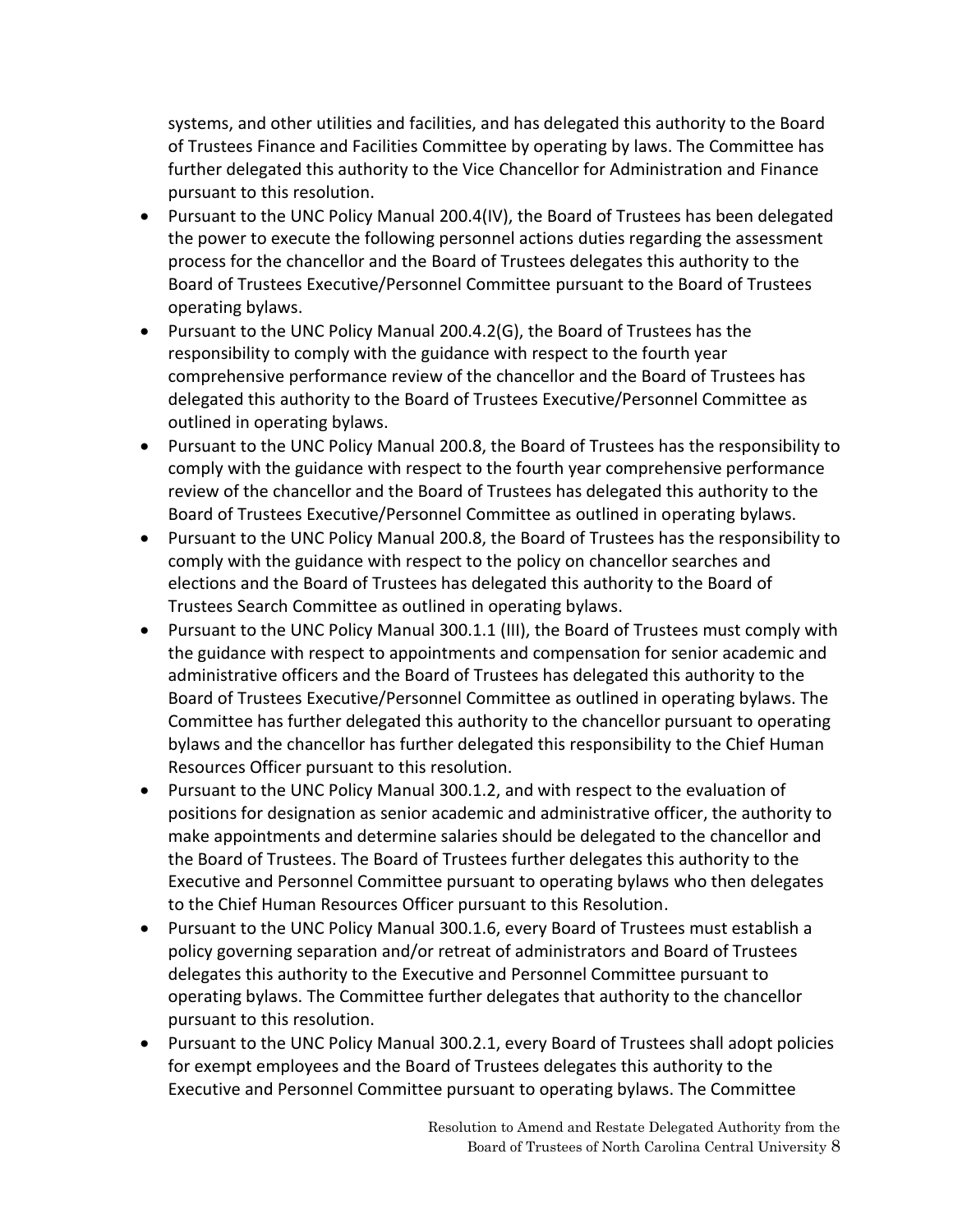systems, and other utilities and facilities, and has delegated this authority to the Board of Trustees Finance and Facilities Committee by operating by laws. The Committee has further delegated this authority to the Vice Chancellor for Administration and Finance pursuant to this resolution.

- Pursuant to the UNC Policy Manual 200.4(IV), the Board of Trustees has been delegated the power to execute the following personnel actions duties regarding the assessment process for the chancellor and the Board of Trustees delegates this authority to the Board of Trustees Executive/Personnel Committee pursuant to the Board of Trustees operating bylaws.
- Pursuant to the UNC Policy Manual 200.4.2(G), the Board of Trustees has the responsibility to comply with the guidance with respect to the fourth year comprehensive performance review of the chancellor and the Board of Trustees has delegated this authority to the Board of Trustees Executive/Personnel Committee as outlined in operating bylaws.
- Pursuant to the UNC Policy Manual 200.8, the Board of Trustees has the responsibility to comply with the guidance with respect to the fourth year comprehensive performance review of the chancellor and the Board of Trustees has delegated this authority to the Board of Trustees Executive/Personnel Committee as outlined in operating bylaws.
- Pursuant to the UNC Policy Manual 200.8, the Board of Trustees has the responsibility to comply with the guidance with respect to the policy on chancellor searches and elections and the Board of Trustees has delegated this authority to the Board of Trustees Search Committee as outlined in operating bylaws.
- Pursuant to the UNC Policy Manual 300.1.1 (III), the Board of Trustees must comply with the guidance with respect to appointments and compensation for senior academic and administrative officers and the Board of Trustees has delegated this authority to the Board of Trustees Executive/Personnel Committee as outlined in operating bylaws. The Committee has further delegated this authority to the chancellor pursuant to operating bylaws and the chancellor has further delegated this responsibility to the Chief Human Resources Officer pursuant to this resolution.
- Pursuant to the UNC Policy Manual 300.1.2, and with respect to the evaluation of positions for designation as senior academic and administrative officer, the authority to make appointments and determine salaries should be delegated to the chancellor and the Board of Trustees. The Board of Trustees further delegates this authority to the Executive and Personnel Committee pursuant to operating bylaws who then delegates to the Chief Human Resources Officer pursuant to this Resolution.
- Pursuant to the UNC Policy Manual 300.1.6, every Board of Trustees must establish a policy governing separation and/or retreat of administrators and Board of Trustees delegates this authority to the Executive and Personnel Committee pursuant to operating bylaws. The Committee further delegates that authority to the chancellor pursuant to this resolution.
- Pursuant to the UNC Policy Manual 300.2.1, every Board of Trustees shall adopt policies for exempt employees and the Board of Trustees delegates this authority to the Executive and Personnel Committee pursuant to operating bylaws. The Committee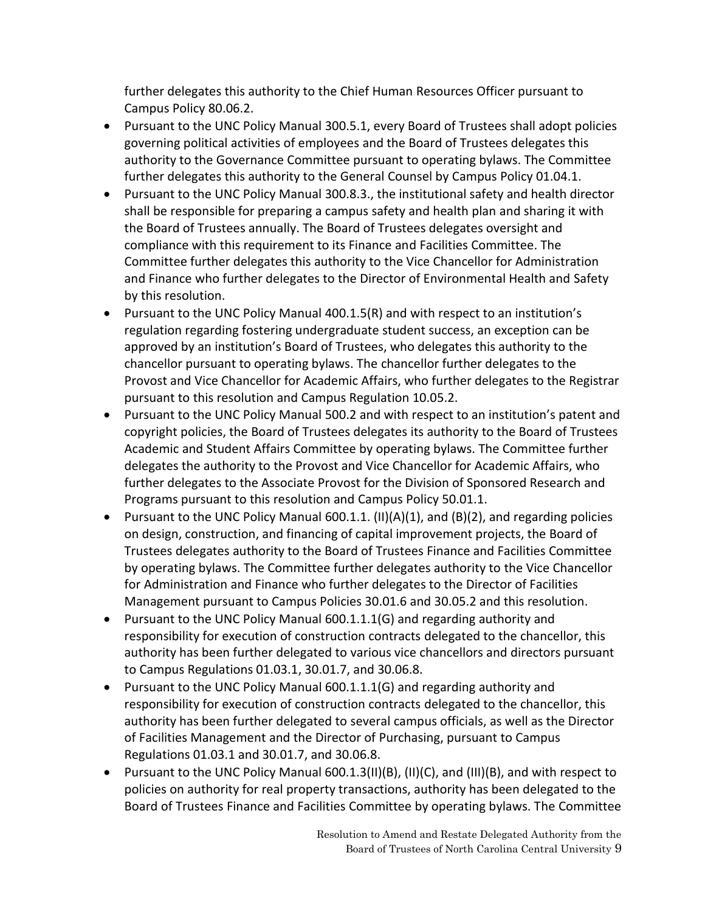further delegates this authority to the Chief Human Resources Officer pursuant to Campus Policy 80.06.2.

- Pursuant to the UNC Policy Manual 300.5.1, every Board of Trustees shall adopt policies governing political activities of employees and the Board of Trustees delegates this authority to the Governance Committee pursuant to operating bylaws. The Committee further delegates this authority to the General Counsel by Campus Policy 01.04.1.
- Pursuant to the UNC Policy Manual 300.8.3., the institutional safety and health director shall be responsible for preparing a campus safety and health plan and sharing it with the Board of Trustees annually. The Board of Trustees delegates oversight and compliance with this requirement to its Finance and Facilities Committee. The Committee further delegates this authority to the Vice Chancellor for Administration and Finance who further delegates to the Director of Environmental Health and Safety by this resolution.
- Pursuant to the UNC Policy Manual 400.1.5(R) and with respect to an institution's regulation regarding fostering undergraduate student success, an exception can be approved by an institution's Board of Trustees, who delegates this authority to the chancellor pursuant to operating bylaws. The chancellor further delegates to the Provost and Vice Chancellor for Academic Affairs, who further delegates to the Registrar pursuant to this resolution and Campus Regulation 10.05.2.
- Pursuant to the UNC Policy Manual 500.2 and with respect to an institution's patent and copyright policies, the Board of Trustees delegates its authority to the Board of Trustees Academic and Student Affairs Committee by operating bylaws. The Committee further delegates the authority to the Provost and Vice Chancellor for Academic Affairs, who further delegates to the Associate Provost for the Division of Sponsored Research and Programs pursuant to this resolution and Campus Policy 50.01.1.
- Pursuant to the UNC Policy Manual 600.1.1. (II)(A)(1), and (B)(2), and regarding policies on design, construction, and financing of capital improvement projects, the Board of Trustees delegates authority to the Board of Trustees Finance and Facilities Committee by operating bylaws. The Committee further delegates authority to the Vice Chancellor for Administration and Finance who further delegates to the Director of Facilities Management pursuant to Campus Policies 30.01.6 and 30.05.2 and this resolution.
- Pursuant to the UNC Policy Manual 600.1.1.1(G) and regarding authority and responsibility for execution of construction contracts delegated to the chancellor, this authority has been further delegated to various vice chancellors and directors pursuant to Campus Regulations 01.03.1, 30.01.7, and 30.06.8.
- Pursuant to the UNC Policy Manual 600.1.1.1(G) and regarding authority and responsibility for execution of construction contracts delegated to the chancellor, this authority has been further delegated to several campus officials, as well as the Director of Facilities Management and the Director of Purchasing, pursuant to Campus Regulations 01.03.1 and 30.01.7, and 30.06.8.
- Pursuant to the UNC Policy Manual 600.1.3(II)(B), (II)(C), and (III)(B), and with respect to policies on authority for real property transactions, authority has been delegated to the Board of Trustees Finance and Facilities Committee by operating bylaws. The Committee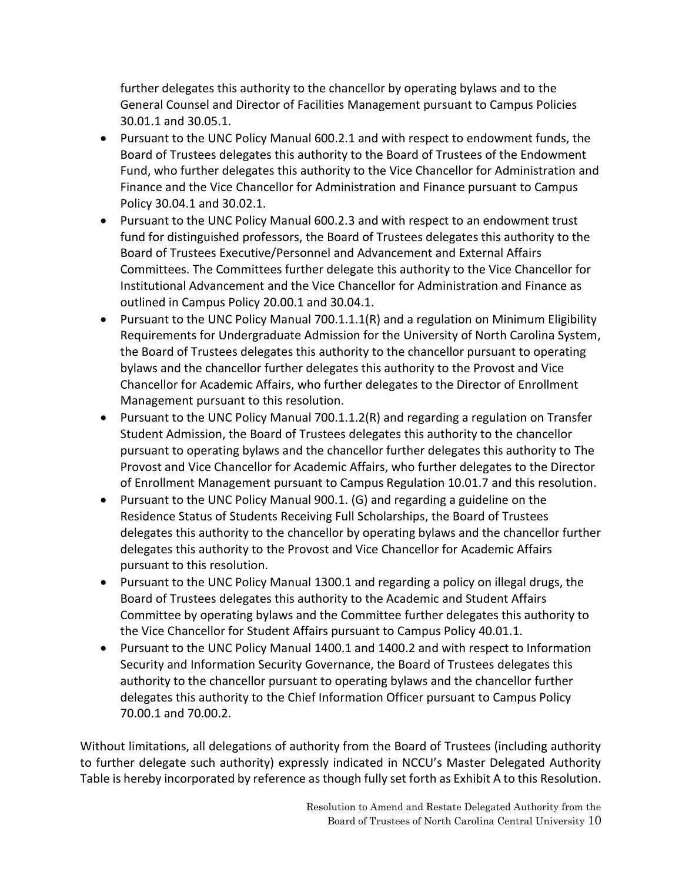further delegates this authority to the chancellor by operating bylaws and to the General Counsel and Director of Facilities Management pursuant to Campus Policies 30.01.1 and 30.05.1.

- Pursuant to the UNC Policy Manual 600.2.1 and with respect to endowment funds, the Board of Trustees delegates this authority to the Board of Trustees of the Endowment Fund, who further delegates this authority to the Vice Chancellor for Administration and Finance and the Vice Chancellor for Administration and Finance pursuant to Campus Policy 30.04.1 and 30.02.1.
- Pursuant to the UNC Policy Manual 600.2.3 and with respect to an endowment trust fund for distinguished professors, the Board of Trustees delegates this authority to the Board of Trustees Executive/Personnel and Advancement and External Affairs Committees. The Committees further delegate this authority to the Vice Chancellor for Institutional Advancement and the Vice Chancellor for Administration and Finance as outlined in Campus Policy 20.00.1 and 30.04.1.
- Pursuant to the UNC Policy Manual 700.1.1.1(R) and a regulation on Minimum Eligibility Requirements for Undergraduate Admission for the University of North Carolina System, the Board of Trustees delegates this authority to the chancellor pursuant to operating bylaws and the chancellor further delegates this authority to the Provost and Vice Chancellor for Academic Affairs, who further delegates to the Director of Enrollment Management pursuant to this resolution.
- Pursuant to the UNC Policy Manual 700.1.1.2(R) and regarding a regulation on Transfer Student Admission, the Board of Trustees delegates this authority to the chancellor pursuant to operating bylaws and the chancellor further delegates this authority to The Provost and Vice Chancellor for Academic Affairs, who further delegates to the Director of Enrollment Management pursuant to Campus Regulation 10.01.7 and this resolution.
- Pursuant to the UNC Policy Manual 900.1. (G) and regarding a guideline on the Residence Status of Students Receiving Full Scholarships, the Board of Trustees delegates this authority to the chancellor by operating bylaws and the chancellor further delegates this authority to the Provost and Vice Chancellor for Academic Affairs pursuant to this resolution.
- Pursuant to the UNC Policy Manual 1300.1 and regarding a policy on illegal drugs, the Board of Trustees delegates this authority to the Academic and Student Affairs Committee by operating bylaws and the Committee further delegates this authority to the Vice Chancellor for Student Affairs pursuant to Campus Policy 40.01.1.
- Pursuant to the UNC Policy Manual 1400.1 and 1400.2 and with respect to Information Security and Information Security Governance, the Board of Trustees delegates this authority to the chancellor pursuant to operating bylaws and the chancellor further delegates this authority to the Chief Information Officer pursuant to Campus Policy 70.00.1 and 70.00.2.

Without limitations, all delegations of authority from the Board of Trustees (including authority to further delegate such authority) expressly indicated in NCCU's Master Delegated Authority Table is hereby incorporated by reference as though fully set forth as Exhibit A to this Resolution.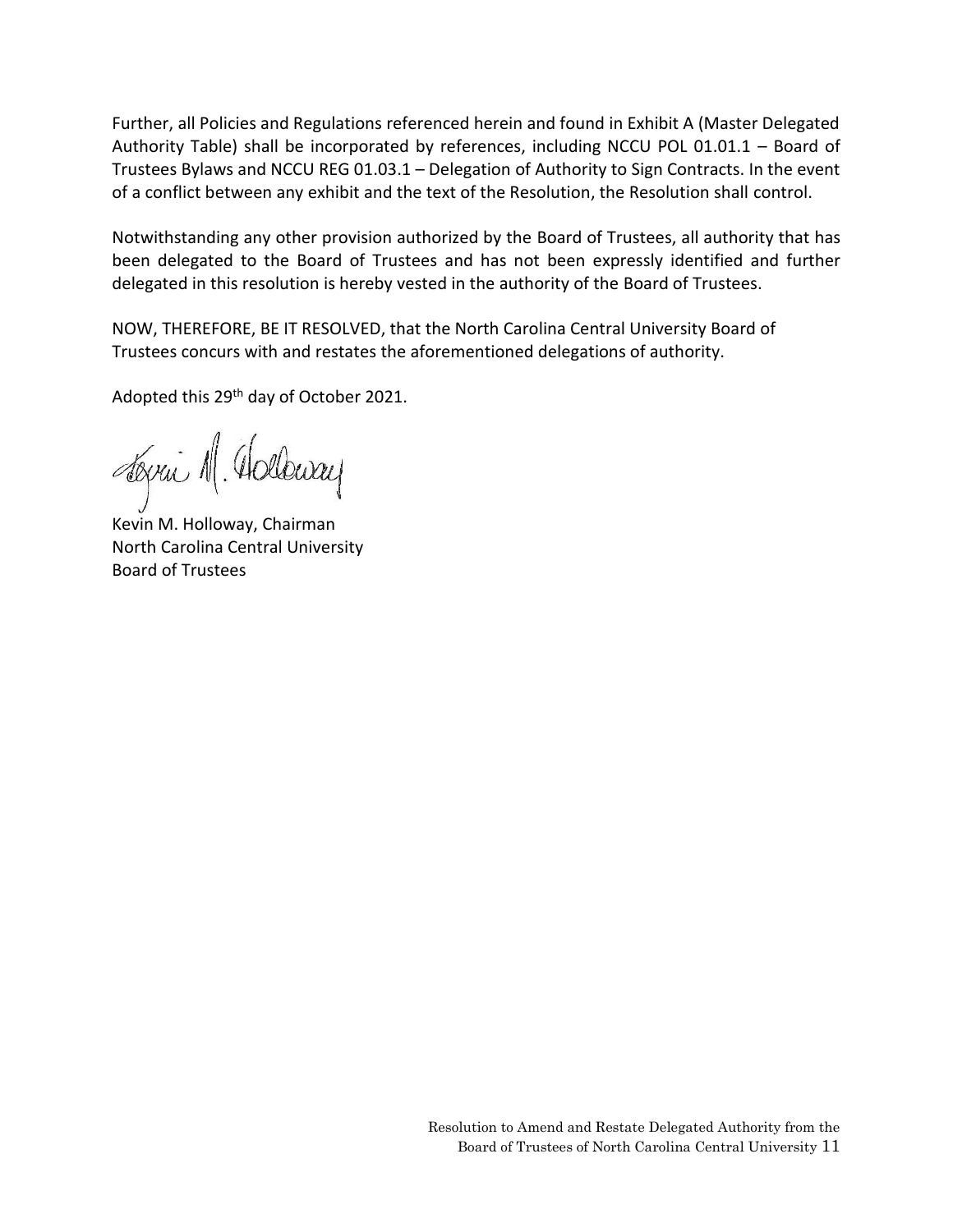Further, all Policies and Regulations referenced herein and found in Exhibit A (Master Delegated Authority Table) shall be incorporated by references, including NCCU POL 01.01.1 – Board of Trustees Bylaws and NCCU REG 01.03.1 – Delegation of Authority to Sign Contracts. In the event of a conflict between any exhibit and the text of the Resolution, the Resolution shall control.

Notwithstanding any other provision authorized by the Board of Trustees, all authority that has been delegated to the Board of Trustees and has not been expressly identified and further delegated in this resolution is hereby vested in the authority of the Board of Trustees.

NOW, THEREFORE, BE IT RESOLVED, that the North Carolina Central University Board of Trustees concurs with and restates the aforementioned delegations of authority.

Adopted this 29th day of October 2021.

Kevin M. Holloway, Chairman
North Carolina Central University
Board of Trustees